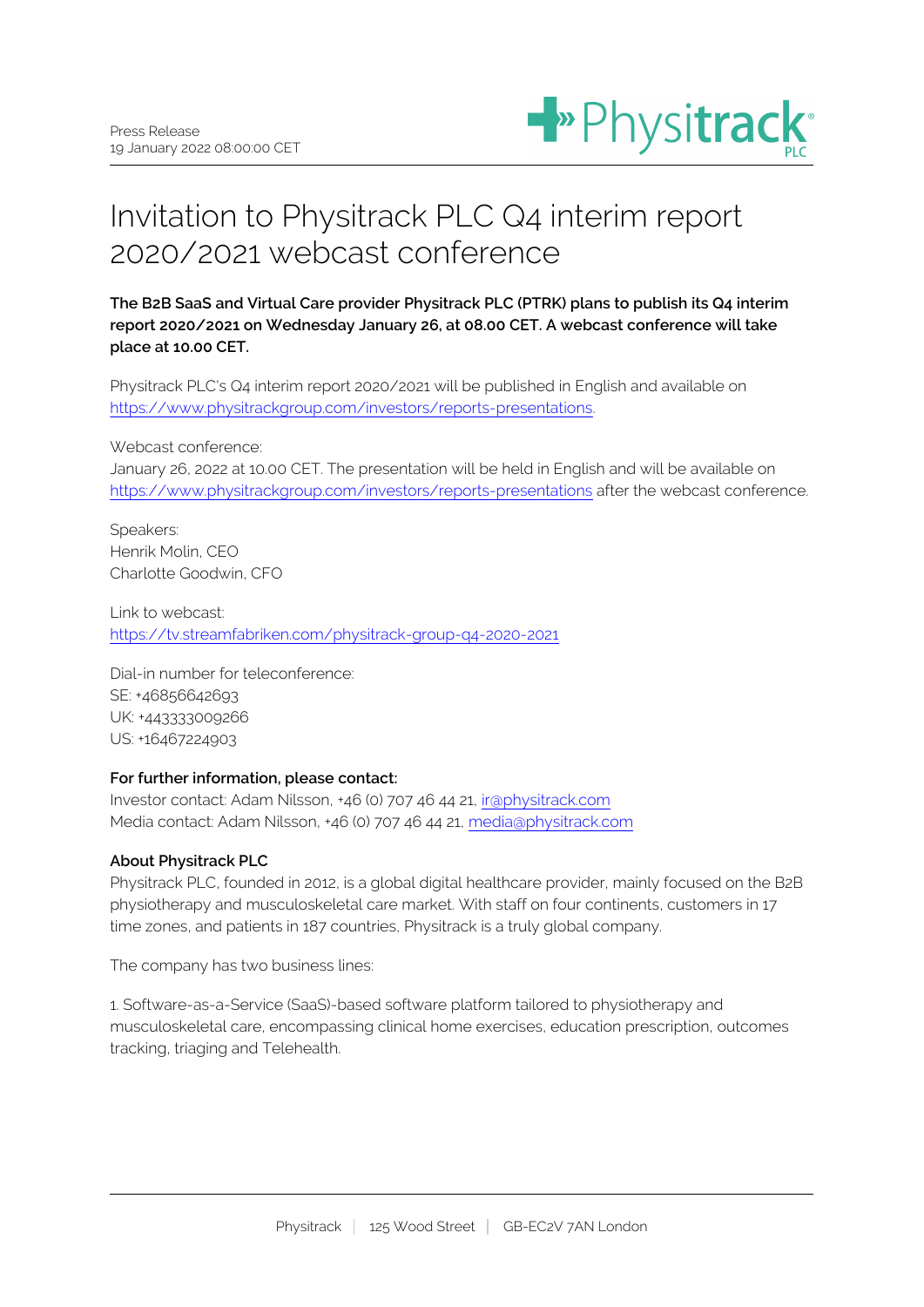Press Release
19 January 2022 08:00:00 CET

# Invitation to Physitrack PLC Q4 interim report 2020/2021 webcast conference

**The B2B SaaS and Virtual Care provider Physitrack PLC (PTRK) plans to publish its Q4 interim report 2020/2021 on Wednesday January 26, at 08.00 CET. A webcast conference will take place at 10.00 CET.**

Physitrack PLC's Q4 interim report 2020/2021 will be published in English and available on https://www.physitrackgroup.com/investors/reports-presentations.

Webcast conference:
January 26, 2022 at 10.00 CET. The presentation will be held in English and will be available on https://www.physitrackgroup.com/investors/reports-presentations after the webcast conference.

Speakers:
Henrik Molin, CEO
Charlotte Goodwin, CFO

Link to webcast:
https://tv.streamfabriken.com/physitrack-group-q4-2020-2021

Dial-in number for teleconference:
SE: +46856642693
UK: +443333009266
US: +16467224903

**For further information, please contact:**
Investor contact: Adam Nilsson, +46 (0) 707 46 44 21, ir@physitrack.com
Media contact: Adam Nilsson, +46 (0) 707 46 44 21, media@physitrack.com

**About Physitrack PLC**
Physitrack PLC, founded in 2012, is a global digital healthcare provider, mainly focused on the B2B physiotherapy and musculoskeletal care market. With staff on four continents, customers in 17 time zones, and patients in 187 countries, Physitrack is a truly global company.

The company has two business lines:

1. Software-as-a-Service (SaaS)-based software platform tailored to physiotherapy and musculoskeletal care, encompassing clinical home exercises, education prescription, outcomes tracking, triaging and Telehealth.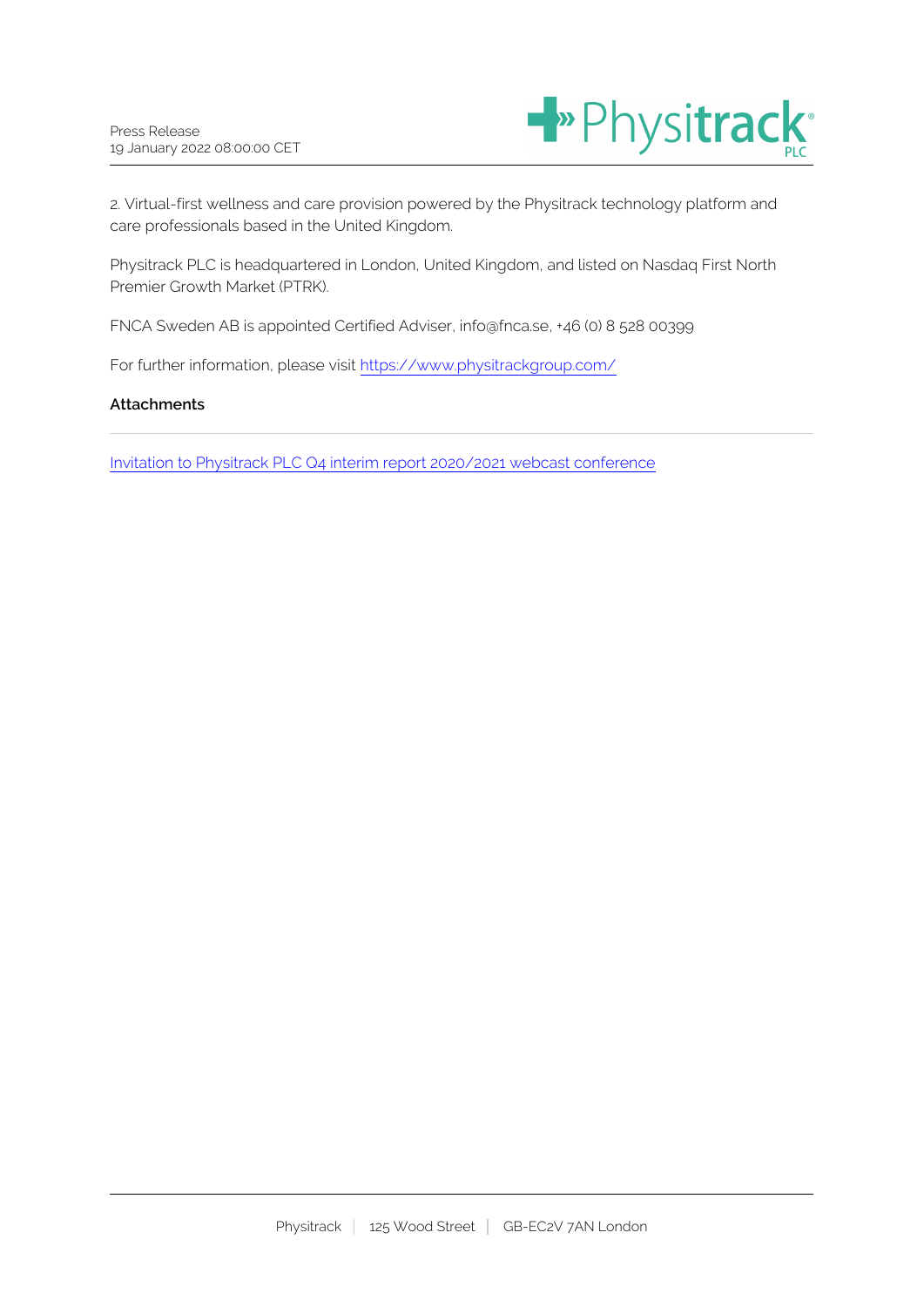2. Virtual-first wellness and care provision powered by the Physitrack technology platform and care professionals based in the United Kingdom.

Physitrack PLC is headquartered in London, United Kingdom, and listed on Nasdaq First North Premier Growth Market (PTRK).

FNCA Sweden AB is appointed Certified Adviser, info@fnca.se, +46 (0) 8 528 00399

For further information, please visit [https://www.physitrackgroup.com/](https://www.physitrackgroup.com/)

**Attachments**

---

Invitation to Physitrack PLC Q4 interim report 2020/2021 webcast conference